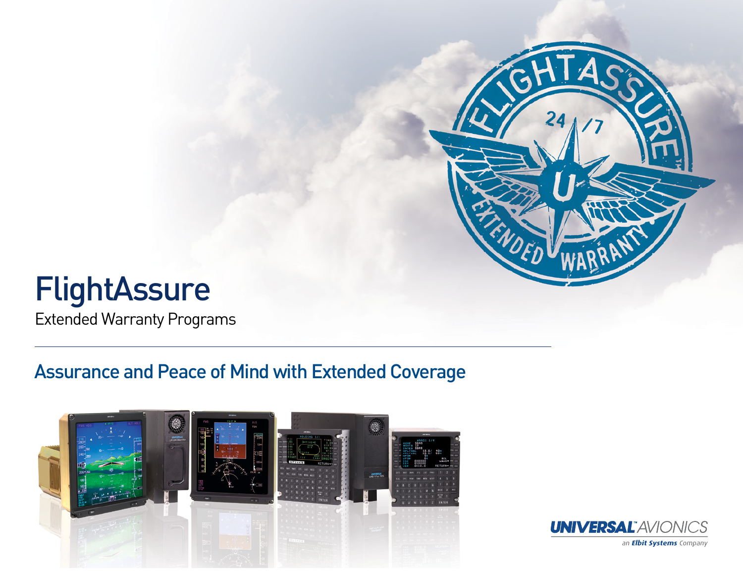# FlightAssure

Extended Warranty Programs

## Assurance and Peace of Mind with Extended Coverage

UNIVERSAL AVIONICS

an Elbit Systems Company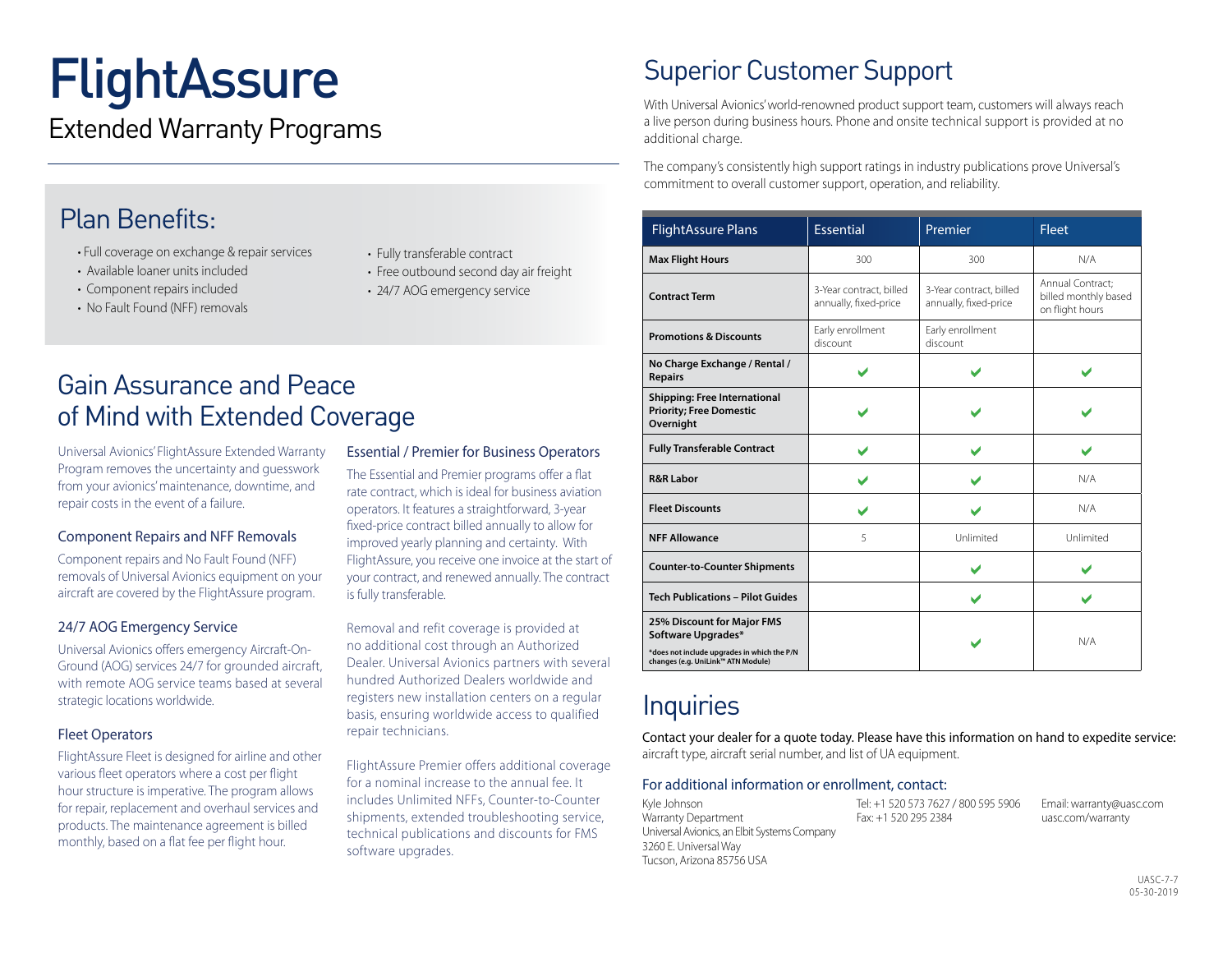# FlightAssure

Extended Warranty Programs

## Plan Benefits:

- Full coverage on exchange & repair services
- Available loaner units included
- Component repairs included
- No Fault Found (NFF) removals
- Fully transferable contract
- Free outbound second day air freight
- 24/7 AOG emergency service

## Gain Assurance and Peace of Mind with Extended Coverage

Universal Avionics' FlightAssure Extended Warranty Program removes the uncertainty and guesswork from your avionics' maintenance, downtime, and repair costs in the event of a failure.

### Component Repairs and NFF Removals

Component repairs and No Fault Found (NFF) removals of Universal Avionics equipment on your aircraft are covered by the FlightAssure program.

### 24/7 AOG Emergency Service

Universal Avionics offers emergency Aircraft-On-Ground (AOG) services 24/7 for grounded aircraft, with remote AOG service teams based at several strategic locations worldwide.

### Fleet Operators

FlightAssure Fleet is designed for airline and other various fleet operators where a cost per flight hour structure is imperative. The program allows for repair, replacement and overhaul services and products. The maintenance agreement is billed monthly, based on a flat fee per flight hour.

### Essential / Premier for Business Operators

The Essential and Premier programs offer a flat rate contract, which is ideal for business aviation operators. It features a straightforward, 3-year fixed-price contract billed annually to allow for improved yearly planning and certainty. With FlightAssure, you receive one invoice at the start of your contract, and renewed annually. The contract is fully transferable.

Removal and refit coverage is provided at no additional cost through an Authorized Dealer. Universal Avionics partners with several hundred Authorized Dealers worldwide and registers new installation centers on a regular basis, ensuring worldwide access to qualified repair technicians.

FlightAssure Premier offers additional coverage for a nominal increase to the annual fee. It includes Unlimited NFFs, Counter-to-Counter shipments, extended troubleshooting service, technical publications and discounts for FMS software upgrades.

## Superior Customer Support

With Universal Avionics' world-renowned product support team, customers will always reach a live person during business hours. Phone and onsite technical support is provided at no additional charge.

The company's consistently high support ratings in industry publications prove Universal's commitment to overall customer support, operation, and reliability.

| FlightAssure Plans | Essential | Premier | Fleet |
|---|---|---|---|
| **Max Flight Hours** | 300 | 300 | N/A |
| **Contract Term** | 3-Year contract, billed annually, fixed-price | 3-Year contract, billed annually, fixed-price | Annual Contract; billed monthly based on flight hours |
| **Promotions & Discounts** | Early enrollment discount | Early enrollment discount | |
| **No Charge Exchange / Rental / Repairs** | ✔ | ✔ | ✔ |
| **Shipping: Free International Priority; Free Domestic Overnight** | ✔ | ✔ | ✔ |
| **Fully Transferable Contract** | ✔ | ✔ | ✔ |
| **R&R Labor** | ✔ | ✔ | N/A |
| **Fleet Discounts** | ✔ | ✔ | N/A |
| **NFF Allowance** | 5 | Unlimited | Unlimited |
| **Counter-to-Counter Shipments** | | ✔ | ✔ |
| **Tech Publications – Pilot Guides** | | ✔ | ✔ |
| **25% Discount for Major FMS Software Upgrades*** *does not include upgrades in which the P/N changes (e.g. UniLink™ ATN Module) | | ✔ | N/A |

## Inquiries

Contact your dealer for a quote today. Please have this information on hand to expedite service: aircraft type, aircraft serial number, and list of UA equipment.

### For additional information or enrollment, contact:

Kyle Johnson
Warranty Department
Universal Avionics, an Elbit Systems Company
3260 E. Universal Way
Tucson, Arizona 85756 USA

Tel: +1 520 573 7627 / 800 595 5906
Fax: +1 520 295 2384

Email: warranty@uasc.com
uasc.com/warranty

UASC-7-7
05-30-2019